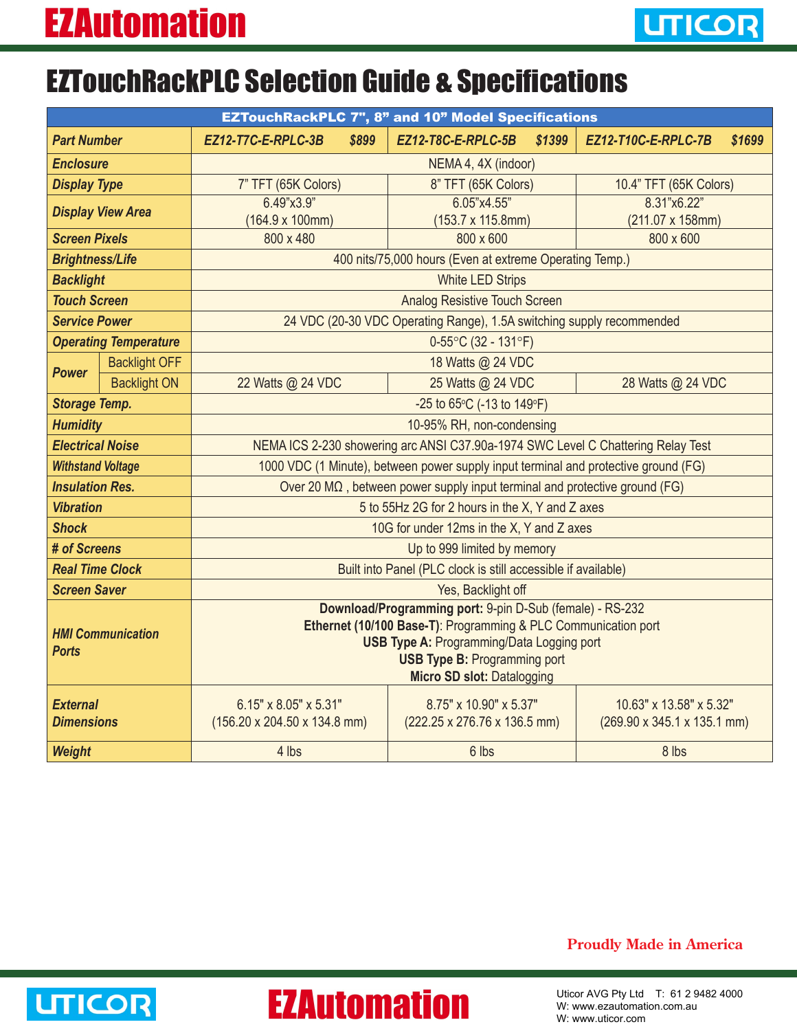# EZAutomation

# EZTouchRackPLC Selection Guide & Specifications

| EZTouchRackPLC 7", 8" and 10" Model Specifications | | | | |
|---|---|---|---|---|
| **Part Number** | | **EZ12-T7C-E-RPLC-3B $899** | **EZ12-T8C-E-RPLC-5B $1399** | **EZ12-T10C-E-RPLC-7B $1699** |
| **Enclosure** | | NEMA 4, 4X (indoor) | | |
| **Display Type** | | 7" TFT (65K Colors) | 8" TFT (65K Colors) | 10.4" TFT (65K Colors) |
| **Display View Area** | | 6.49"x3.9" (164.9 x 100mm) | 6.05"x4.55" (153.7 x 115.8mm) | 8.31"x6.22" (211.07 x 158mm) |
| **Screen Pixels** | | 800 x 480 | 800 x 600 | 800 x 600 |
| **Brightness/Life** | | 400 nits/75,000 hours (Even at extreme Operating Temp.) | | |
| **Backlight** | | White LED Strips | | |
| **Touch Screen** | | Analog Resistive Touch Screen | | |
| **Service Power** | | 24 VDC (20-30 VDC Operating Range), 1.5A switching supply recommended | | |
| **Operating Temperature** | | 0-55°C (32 - 131°F) | | |
| **Power** | Backlight OFF | 18 Watts @ 24 VDC | | |
| | Backlight ON | 22 Watts @ 24 VDC | 25 Watts @ 24 VDC | 28 Watts @ 24 VDC |
| **Storage Temp.** | | -25 to 65°C (-13 to 149°F) | | |
| **Humidity** | | 10-95% RH, non-condensing | | |
| **Electrical Noise** | | NEMA ICS 2-230 showering arc ANSI C37.90a-1974 SWC Level C Chattering Relay Test | | |
| **Withstand Voltage** | | 1000 VDC (1 Minute), between power supply input terminal and protective ground (FG) | | |
| **Insulation Res.** | | Over 20 MΩ , between power supply input terminal and protective ground (FG) | | |
| **Vibration** | | 5 to 55Hz 2G for 2 hours in the X, Y and Z axes | | |
| **Shock** | | 10G for under 12ms in the X, Y and Z axes | | |
| **# of Screens** | | Up to 999 limited by memory | | |
| **Real Time Clock** | | Built into Panel (PLC clock is still accessible if available) | | |
| **Screen Saver** | | Yes, Backlight off | | |
| **HMI Communication Ports** | | **Download/Programming port:** 9-pin D-Sub (female) - RS-232<br>**Ethernet (10/100 Base-T)**: Programming & PLC Communication port<br>**USB Type A:** Programming/Data Logging port<br>**USB Type B:** Programming port<br>**Micro SD slot:** Datalogging | | |
| **External Dimensions** | | 6.15" x 8.05" x 5.31" (156.20 x 204.50 x 134.8 mm) | 8.75" x 10.90" x 5.37" (222.25 x 276.76 x 136.5 mm) | 10.63" x 13.58" x 5.32" (269.90 x 345.1 x 135.1 mm) |
| **Weight** | | 4 lbs | 6 lbs | 8 lbs |

Proudly Made in America

Uticor AVG Pty Ltd T: 61 2 9482 4000
W: www.ezautomation.com.au
W: www.uticor.com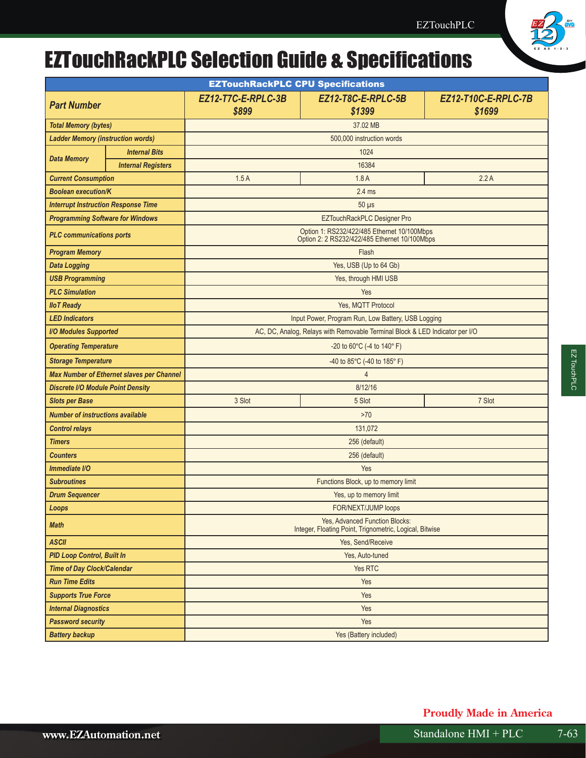# EZTouchRackPLC Selection Guide & Specifications

| EZTouchRackPLC CPU Specifications | | | | |
|---|---|---|---|---|
| **Part Number** | | ***EZ12-T7C-E-RPLC-3B*** ***$899*** | ***EZ12-T8C-E-RPLC-5B*** ***$1399*** | ***EZ12-T10C-E-RPLC-7B*** ***$1699*** |
| ***Total Memory (bytes)*** | | 37.02 MB | | |
| ***Ladder Memory (instruction words)*** | | 500,000 instruction words | | |
| ***Data Memory*** | ***Internal Bits*** | 1024 | | |
| | ***Internal Registers*** | 16384 | | |
| ***Current Consumption*** | | 1.5 A | 1.8 A | 2.2 A |
| ***Boolean execution/K*** | | 2.4 ms | | |
| ***Interrupt Instruction Response Time*** | | 50 µs | | |
| ***Programming Software for Windows*** | | EZTouchRackPLC Designer Pro | | |
| ***PLC communications ports*** | | Option 1: RS232/422/485 Ethernet 10/100Mbps<br>Option 2: 2 RS232/422/485 Ethernet 10/100Mbps | | |
| ***Program Memory*** | | Flash | | |
| ***Data Logging*** | | Yes, USB (Up to 64 Gb) | | |
| ***USB Programming*** | | Yes, through HMI USB | | |
| ***PLC Simulation*** | | Yes | | |
| ***IIoT Ready*** | | Yes, MQTT Protocol | | |
| ***LED Indicators*** | | Input Power, Program Run, Low Battery, USB Logging | | |
| ***I/O Modules Supported*** | | AC, DC, Analog, Relays with Removable Terminal Block & LED Indicator per I/O | | |
| ***Operating Temperature*** | | -20 to 60°C (-4 to 140° F) | | |
| ***Storage Temperature*** | | -40 to 85°C (-40 to 185° F) | | |
| ***Max Number of Ethernet slaves per Channel*** | | 4 | | |
| ***Discrete I/O Module Point Density*** | | 8/12/16 | | |
| ***Slots per Base*** | | 3 Slot | 5 Slot | 7 Slot |
| ***Number of instructions available*** | | >70 | | |
| ***Control relays*** | | 131,072 | | |
| ***Timers*** | | 256 (default) | | |
| ***Counters*** | | 256 (default) | | |
| ***Immediate I/O*** | | Yes | | |
| ***Subroutines*** | | Functions Block, up to memory limit | | |
| ***Drum Sequencer*** | | Yes, up to memory limit | | |
| ***Loops*** | | FOR/NEXT/JUMP loops | | |
| ***Math*** | | Yes, Advanced Function Blocks:<br>Integer, Floating Point, Trignometric, Logical, Bitwise | | |
| ***ASCII*** | | Yes, Send/Receive | | |
| ***PID Loop Control, Built In*** | | Yes, Auto-tuned | | |
| ***Time of Day Clock/Calendar*** | | Yes RTC | | |
| ***Run Time Edits*** | | Yes | | |
| ***Supports True Force*** | | Yes | | |
| ***Internal Diagnostics*** | | Yes | | |
| ***Password security*** | | Yes | | |
| ***Battery backup*** | | Yes (Battery included) | | |

**Proudly Made in America**